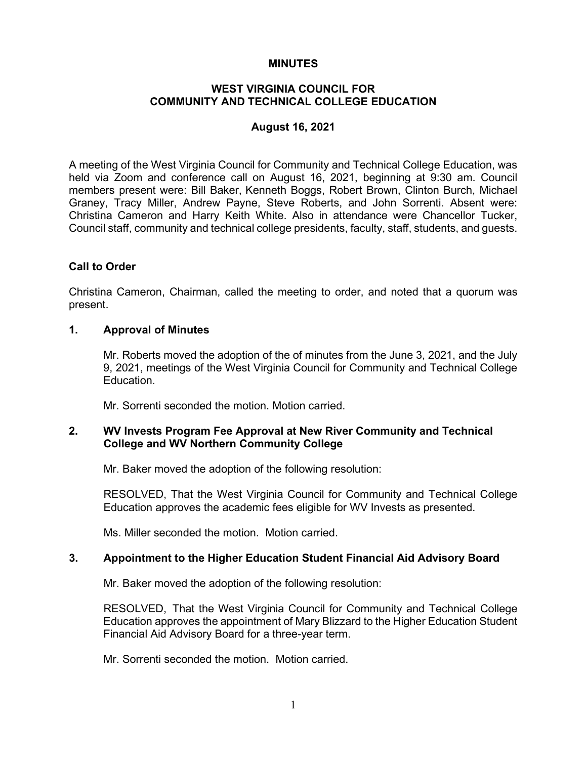# MINUTES

## WEST VIRGINIA COUNCIL FOR COMMUNITY AND TECHNICAL COLLEGE EDUCATION

### August 16, 2021

A meeting of the West Virginia Council for Community and Technical College Education, was held via Zoom and conference call on August 16, 2021, beginning at 9:30 am. Council members present were: Bill Baker, Kenneth Boggs, Robert Brown, Clinton Burch, Michael Graney, Tracy Miller, Andrew Payne, Steve Roberts, and John Sorrenti. Absent were: Christina Cameron and Harry Keith White. Also in attendance were Chancellor Tucker, Council staff, community and technical college presidents, faculty, staff, students, and guests.

### Call to Order

Christina Cameron, Chairman, called the meeting to order, and noted that a quorum was present.

### 1. Approval of Minutes

Mr. Roberts moved the adoption of the of minutes from the June 3, 2021, and the July 9, 2021, meetings of the West Virginia Council for Community and Technical College Education.

Mr. Sorrenti seconded the motion. Motion carried.

### 2. WV Invests Program Fee Approval at New River Community and Technical College and WV Northern Community College

Mr. Baker moved the adoption of the following resolution:

RESOLVED, That the West Virginia Council for Community and Technical College Education approves the academic fees eligible for WV Invests as presented.

Ms. Miller seconded the motion. Motion carried.

### 3. Appointment to the Higher Education Student Financial Aid Advisory Board

Mr. Baker moved the adoption of the following resolution:

RESOLVED, That the West Virginia Council for Community and Technical College Education approves the appointment of Mary Blizzard to the Higher Education Student Financial Aid Advisory Board for a three-year term.

Mr. Sorrenti seconded the motion. Motion carried.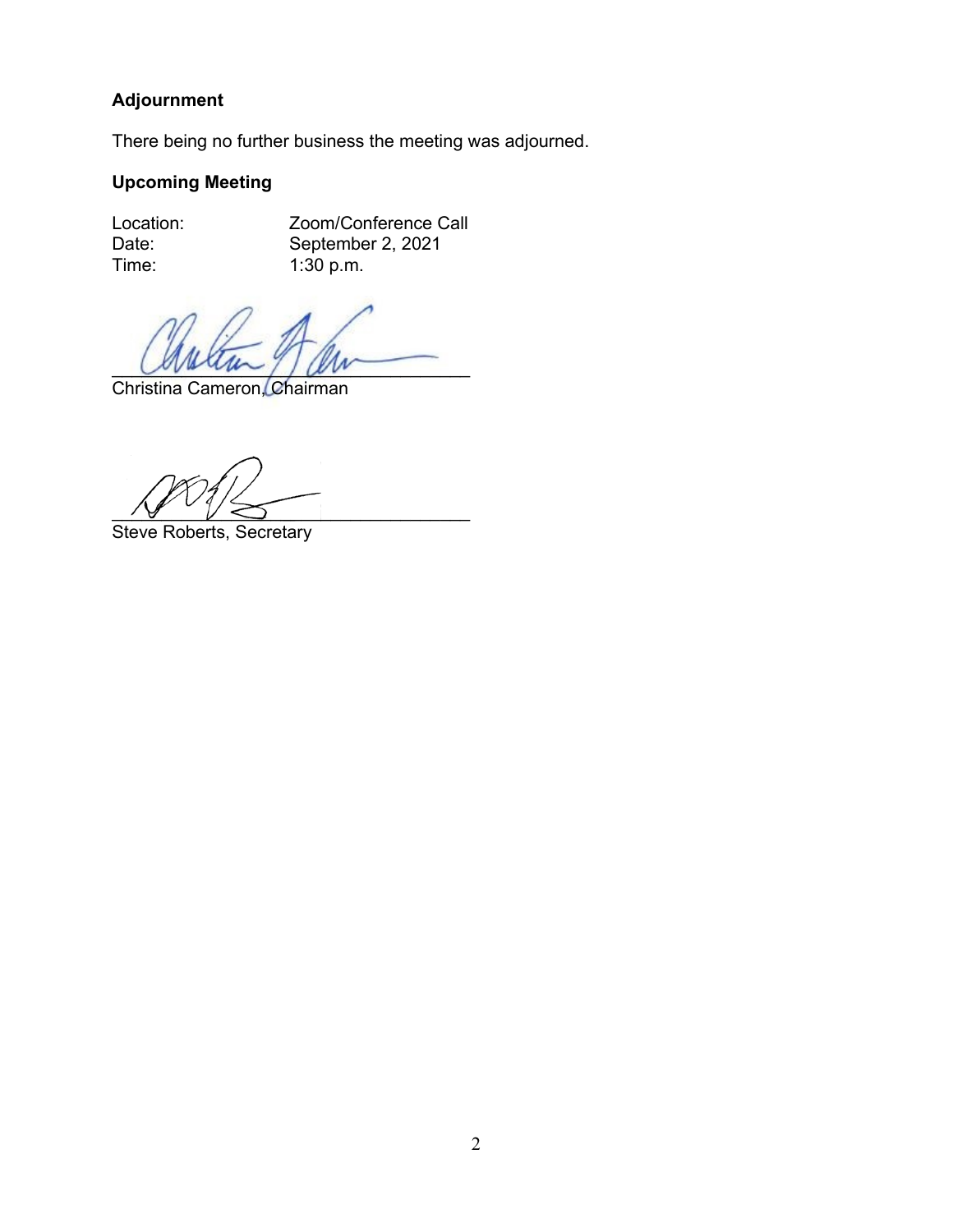## Adjournment

There being no further business the meeting was adjourned.

## Upcoming Meeting

| | |
|---|---|
| Location: | Zoom/Conference Call |
| Date: | September 2, 2021 |
| Time: | 1:30 p.m. |

Christina Cameron, Chairman

Steve Roberts, Secretary